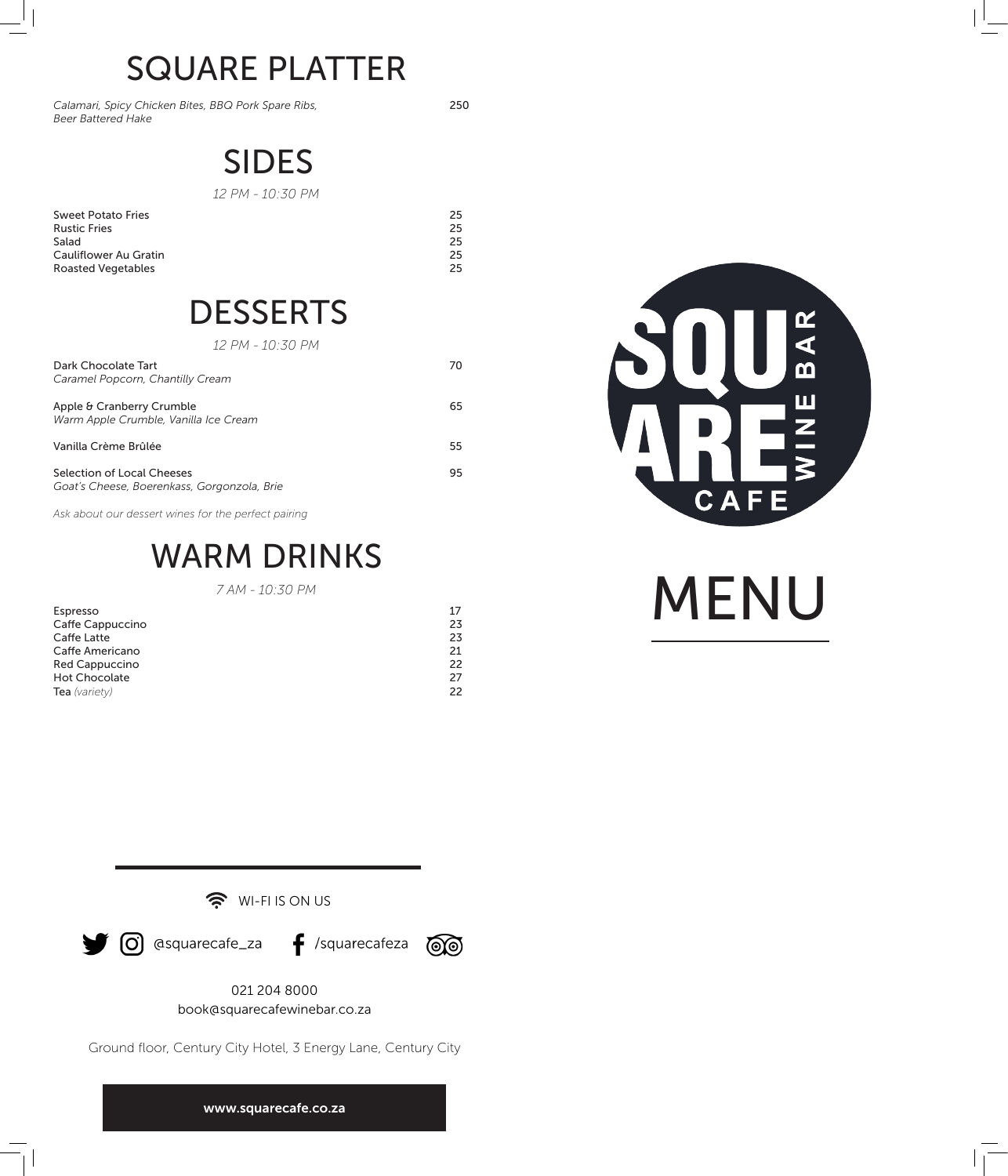# SQUARE PLATTER

| | |
|---|---|
| *Calamari, Spicy Chicken Bites, BBQ Pork Spare Ribs, Beer Battered Hake* | 250 |

# SIDES

*12 PM - 10:30 PM*

| | |
|---|---|
| Sweet Potato Fries | 25 |
| Rustic Fries | 25 |
| Salad | 25 |
| Cauliflower Au Gratin | 25 |
| Roasted Vegetables | 25 |

# DESSERTS

*12 PM - 10:30 PM*

| | |
|---|---|
| Dark Chocolate Tart<br>*Caramel Popcorn, Chantilly Cream* | 70 |
| Apple & Cranberry Crumble<br>*Warm Apple Crumble, Vanilla Ice Cream* | 65 |
| Vanilla Crème Brûlée | 55 |
| Selection of Local Cheeses<br>*Goat's Cheese, Boerenkass, Gorgonzola, Brie* | 95 |

*Ask about our dessert wines for the perfect pairing*

# WARM DRINKS

*7 AM - 10:30 PM*

| | |
|---|---|
| Espresso | 17 |
| Caffe Cappuccino | 23 |
| Caffe Latte | 23 |
| Caffe Americano | 21 |
| Red Cappuccino | 22 |
| Hot Chocolate | 27 |
| Tea *(variety)* | 22 |

WI-FI IS ON US

@squarecafe_za /squarecafeza

021 204 8000

book@squarecafewinebar.co.za

Ground floor, Century City Hotel, 3 Energy Lane, Century City

**www.squarecafe.co.za**

SQUARE WINE BAR CAFE

# MENU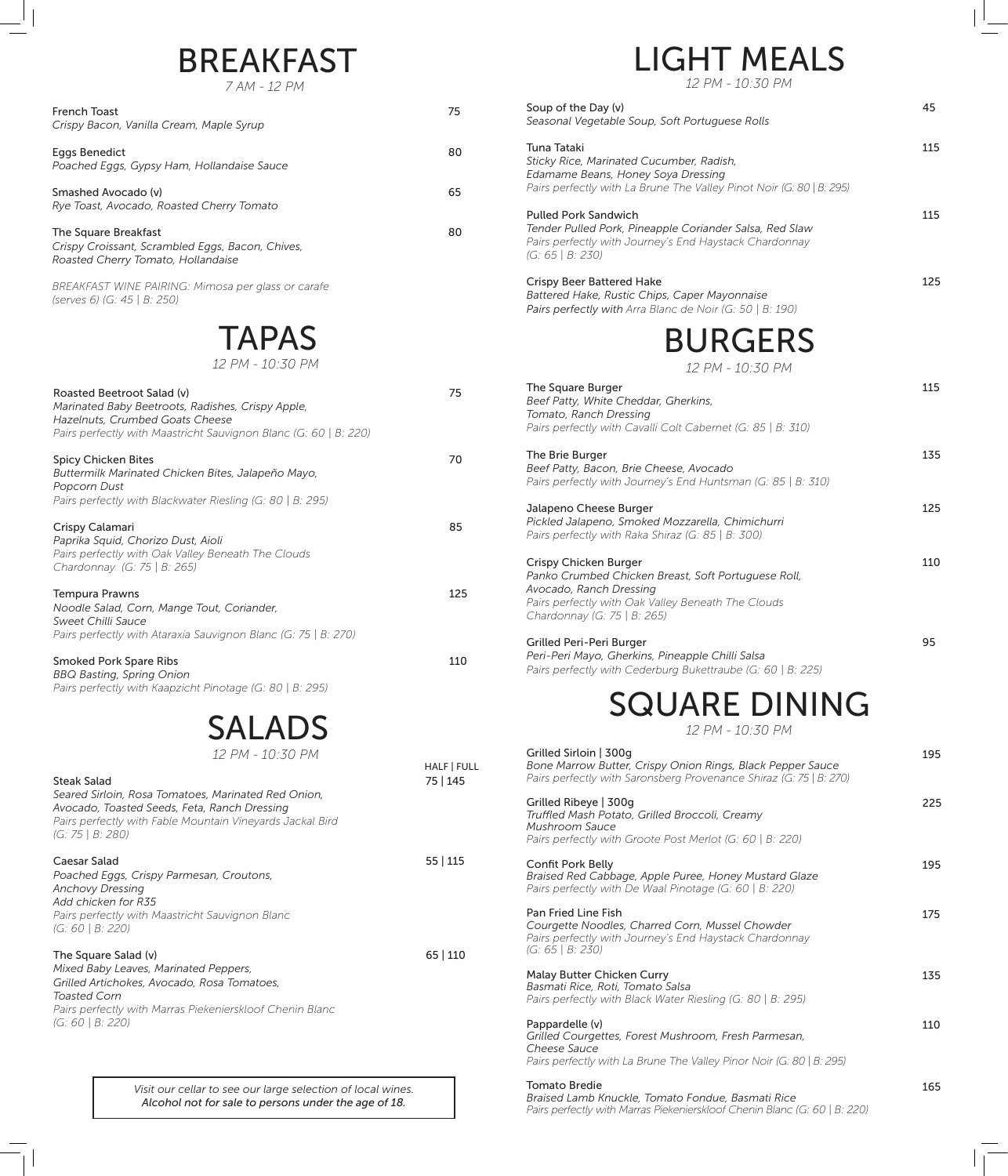# BREAKFAST

*7 AM - 12 PM*

French Toast — 75
*Crispy Bacon, Vanilla Cream, Maple Syrup*

Eggs Benedict — 80
*Poached Eggs, Gypsy Ham, Hollandaise Sauce*

Smashed Avocado (v) — 65
*Rye Toast, Avocado, Roasted Cherry Tomato*

The Square Breakfast — 80
*Crispy Croissant, Scrambled Eggs, Bacon, Chives, Roasted Cherry Tomato, Hollandaise*

*BREAKFAST WINE PAIRING: Mimosa per glass or carafe (serves 6) (G: 45 | B: 250)*

# TAPAS

*12 PM - 10:30 PM*

Roasted Beetroot Salad (v) — 75
*Marinated Baby Beetroots, Radishes, Crispy Apple, Hazelnuts, Crumbed Goats Cheese*
*Pairs perfectly with Maastricht Sauvignon Blanc (G: 60 | B: 220)*

Spicy Chicken Bites — 70
*Buttermilk Marinated Chicken Bites, Jalapeño Mayo, Popcorn Dust*
*Pairs perfectly with Blackwater Riesling (G: 80 | B: 295)*

Crispy Calamari — 85
*Paprika Squid, Chorizo Dust, Aioli*
*Pairs perfectly with Oak Valley Beneath The Clouds Chardonnay (G: 75 | B: 265)*

Tempura Prawns — 125
*Noodle Salad, Corn, Mange Tout, Coriander, Sweet Chilli Sauce*
*Pairs perfectly with Ataraxia Sauvignon Blanc (G: 75 | B: 270)*

Smoked Pork Spare Ribs — 110
*BBQ Basting, Spring Onion*
*Pairs perfectly with Kaapzicht Pinotage (G: 80 | B: 295)*

# SALADS

*12 PM - 10:30 PM*

HALF | FULL

Steak Salad — 75 | 145
*Seared Sirloin, Rosa Tomatoes, Marinated Red Onion, Avocado, Toasted Seeds, Feta, Ranch Dressing*
*Pairs perfectly with Fable Mountain Vineyards Jackal Bird (G: 75 | B: 280)*

Caesar Salad — 55 | 115
*Poached Eggs, Crispy Parmesan, Croutons, Anchovy Dressing*
*Add chicken for R35*
*Pairs perfectly with Maastricht Sauvignon Blanc (G: 60 | B: 220)*

The Square Salad (v) — 65 | 110
*Mixed Baby Leaves, Marinated Peppers, Grilled Artichokes, Avocado, Rosa Tomatoes, Toasted Corn*
*Pairs perfectly with Marras Piekenierskloof Chenin Blanc (G: 60 | B: 220)*

*Visit our cellar to see our large selection of local wines.*
*Alcohol not for sale to persons under the age of 18.*

# LIGHT MEALS

*12 PM - 10:30 PM*

Soup of the Day (v) — 45
*Seasonal Vegetable Soup, Soft Portuguese Rolls*

Tuna Tataki — 115
*Sticky Rice, Marinated Cucumber, Radish, Edamame Beans, Honey Soya Dressing*
*Pairs perfectly with La Brune The Valley Pinot Noir (G: 80 | B: 295)*

Pulled Pork Sandwich — 115
*Tender Pulled Pork, Pineapple Coriander Salsa, Red Slaw*
*Pairs perfectly with Journey's End Haystack Chardonnay (G: 65 | B: 230)*

Crispy Beer Battered Hake — 125
*Battered Hake, Rustic Chips, Caper Mayonnaise*
***Pairs perfectly with** Arra Blanc de Noir (G: 50 | B: 190)*

# BURGERS

*12 PM - 10:30 PM*

The Square Burger — 115
*Beef Patty, White Cheddar, Gherkins, Tomato, Ranch Dressing*
*Pairs perfectly with Cavalli Colt Cabernet (G: 85 | B: 310)*

The Brie Burger — 135
*Beef Patty, Bacon, Brie Cheese, Avocado*
*Pairs perfectly with Journey's End Huntsman (G: 85 | B: 310)*

Jalapeno Cheese Burger — 125
*Pickled Jalapeno, Smoked Mozzarella, Chimichurri*
*Pairs perfectly with Raka Shiraz (G: 85 | B: 300)*

Crispy Chicken Burger — 110
*Panko Crumbed Chicken Breast, Soft Portuguese Roll, Avocado, Ranch Dressing*
*Pairs perfectly with Oak Valley Beneath The Clouds Chardonnay (G: 75 | B: 265)*

Grilled Peri-Peri Burger — 95
*Peri-Peri Mayo, Gherkins, Pineapple Chilli Salsa*
*Pairs perfectly with Cederburg Bukettraube (G: 60 | B: 225)*

# SQUARE DINING

*12 PM - 10:30 PM*

Grilled Sirloin | 300g — 195
*Bone Marrow Butter, Crispy Onion Rings, Black Pepper Sauce*
*Pairs perfectly with Saronsberg Provenance Shiraz (G: 75 | B: 270)*

Grilled Ribeye | 300g — 225
*Truffled Mash Potato, Grilled Broccoli, Creamy Mushroom Sauce*
*Pairs perfectly with Groote Post Merlot (G: 60 | B: 220)*

Confit Pork Belly — 195
*Braised Red Cabbage, Apple Puree, Honey Mustard Glaze*
*Pairs perfectly with De Waal Pinotage (G: 60 | B: 220)*

Pan Fried Line Fish — 175
*Courgette Noodles, Charred Corn, Mussel Chowder*
*Pairs perfectly with Journey's End Haystack Chardonnay (G: 65 | B: 230)*

Malay Butter Chicken Curry — 135
*Basmati Rice, Roti, Tomato Salsa*
*Pairs perfectly with Black Water Riesling (G: 80 | B: 295)*

Pappardelle (v) — 110
*Grilled Courgettes, Forest Mushroom, Fresh Parmesan, Cheese Sauce*
*Pairs perfectly with La Brune The Valley Pinor Noir (G: 80 | B: 295)*

Tomato Bredie — 165
*Braised Lamb Knuckle, Tomato Fondue, Basmati Rice*
*Pairs perfectly with Marras Piekenierskloof Chenin Blanc (G: 60 | B: 220)*